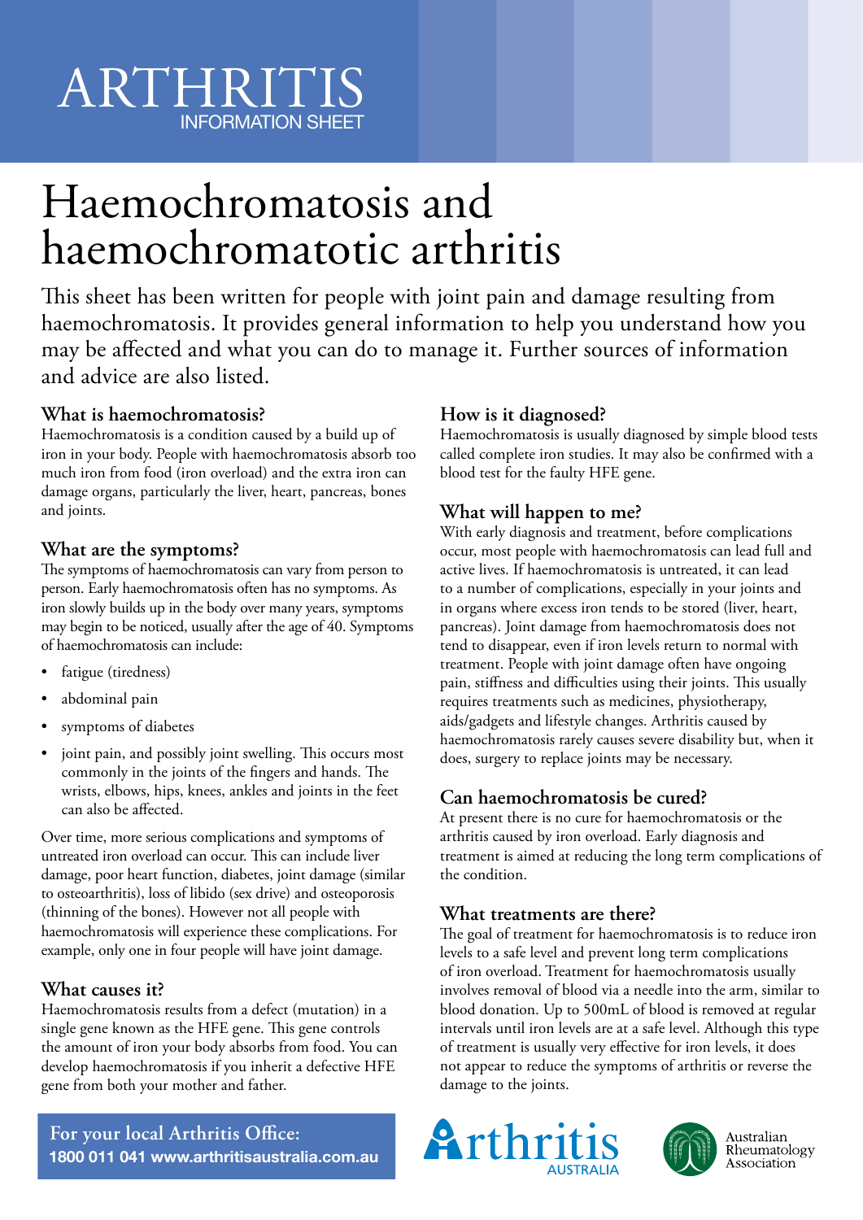ARTHRITIS INFORMATION SHEET

# Haemochromatosis and haemochromatotic arthritis

This sheet has been written for people with joint pain and damage resulting from haemochromatosis. It provides general information to help you understand how you may be affected and what you can do to manage it. Further sources of information and advice are also listed.

## What is haemochromatosis?

Haemochromatosis is a condition caused by a build up of iron in your body. People with haemochromatosis absorb too much iron from food (iron overload) and the extra iron can damage organs, particularly the liver, heart, pancreas, bones and joints.

## What are the symptoms?

The symptoms of haemochromatosis can vary from person to person. Early haemochromatosis often has no symptoms. As iron slowly builds up in the body over many years, symptoms may begin to be noticed, usually after the age of 40. Symptoms of haemochromatosis can include:

- fatigue (tiredness)
- abdominal pain
- symptoms of diabetes
- joint pain, and possibly joint swelling. This occurs most commonly in the joints of the fingers and hands. The wrists, elbows, hips, knees, ankles and joints in the feet can also be affected.

Over time, more serious complications and symptoms of untreated iron overload can occur. This can include liver damage, poor heart function, diabetes, joint damage (similar to osteoarthritis), loss of libido (sex drive) and osteoporosis (thinning of the bones). However not all people with haemochromatosis will experience these complications. For example, only one in four people will have joint damage.

## What causes it?

Haemochromatosis results from a defect (mutation) in a single gene known as the HFE gene. This gene controls the amount of iron your body absorbs from food. You can develop haemochromatosis if you inherit a defective HFE gene from both your mother and father.

## How is it diagnosed?

Haemochromatosis is usually diagnosed by simple blood tests called complete iron studies. It may also be confirmed with a blood test for the faulty HFE gene.

## What will happen to me?

With early diagnosis and treatment, before complications occur, most people with haemochromatosis can lead full and active lives. If haemochromatosis is untreated, it can lead to a number of complications, especially in your joints and in organs where excess iron tends to be stored (liver, heart, pancreas). Joint damage from haemochromatosis does not tend to disappear, even if iron levels return to normal with treatment. People with joint damage often have ongoing pain, stiffness and difficulties using their joints. This usually requires treatments such as medicines, physiotherapy, aids/gadgets and lifestyle changes. Arthritis caused by haemochromatosis rarely causes severe disability but, when it does, surgery to replace joints may be necessary.

## Can haemochromatosis be cured?

At present there is no cure for haemochromatosis or the arthritis caused by iron overload. Early diagnosis and treatment is aimed at reducing the long term complications of the condition.

## What treatments are there?

The goal of treatment for haemochromatosis is to reduce iron levels to a safe level and prevent long term complications of iron overload. Treatment for haemochromatosis usually involves removal of blood via a needle into the arm, similar to blood donation. Up to 500mL of blood is removed at regular intervals until iron levels are at a safe level. Although this type of treatment is usually very effective for iron levels, it does not appear to reduce the symptoms of arthritis or reverse the damage to the joints.

**For your local Arthritis Office:**
**1800 011 041 www.arthritisaustralia.com.au**

Arthritis Australia

Australian Rheumatology Association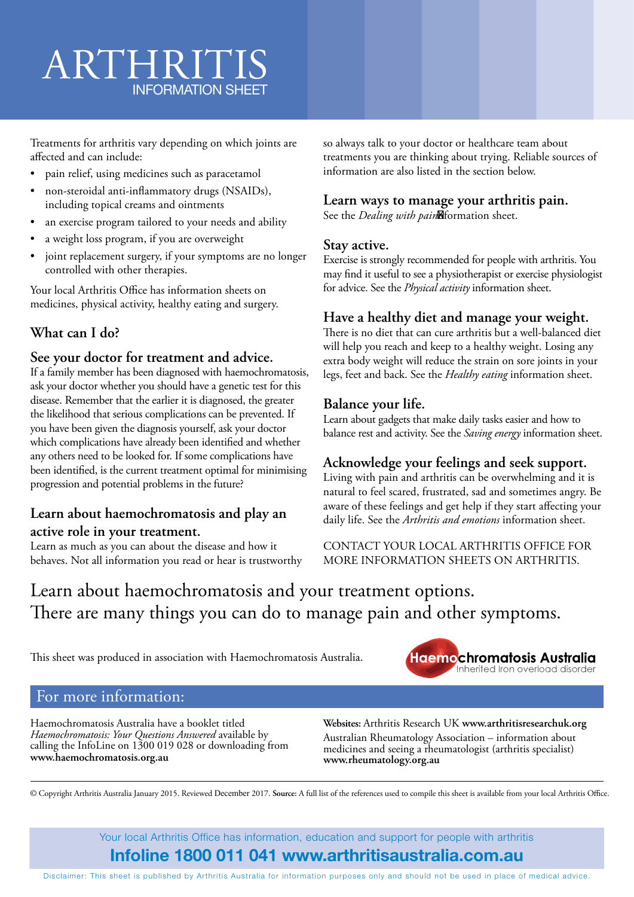# ARTHRITIS
INFORMATION SHEET

Treatments for arthritis vary depending on which joints are affected and can include:

- pain relief, using medicines such as paracetamol
- non-steroidal anti-inflammatory drugs (NSAIDs), including topical creams and ointments
- an exercise program tailored to your needs and ability
- a weight loss program, if you are overweight
- joint replacement surgery, if your symptoms are no longer controlled with other therapies.

Your local Arthritis Office has information sheets on medicines, physical activity, healthy eating and surgery.

## What can I do?

### See your doctor for treatment and advice.

If a family member has been diagnosed with haemochromatosis, ask your doctor whether you should have a genetic test for this disease. Remember that the earlier it is diagnosed, the greater the likelihood that serious complications can be prevented. If you have been given the diagnosis yourself, ask your doctor which complications have already been identified and whether any others need to be looked for. If some complications have been identified, is the current treatment optimal for minimising progression and potential problems in the future?

### Learn about haemochromatosis and play an active role in your treatment.

Learn as much as you can about the disease and how it behaves. Not all information you read or hear is trustworthy so always talk to your doctor or healthcare team about treatments you are thinking about trying. Reliable sources of information are also listed in the section below.

### Learn ways to manage your arthritis pain.

See the *Dealing with pain* information sheet.

### Stay active.

Exercise is strongly recommended for people with arthritis. You may find it useful to see a physiotherapist or exercise physiologist for advice. See the *Physical activity* information sheet.

### Have a healthy diet and manage your weight.

There is no diet that can cure arthritis but a well-balanced diet will help you reach and keep to a healthy weight. Losing any extra body weight will reduce the strain on sore joints in your legs, feet and back. See the *Healthy eating* information sheet.

### Balance your life.

Learn about gadgets that make daily tasks easier and how to balance rest and activity. See the *Saving energy* information sheet.

### Acknowledge your feelings and seek support.

Living with pain and arthritis can be overwhelming and it is natural to feel scared, frustrated, sad and sometimes angry. Be aware of these feelings and get help if they start affecting your daily life. See the *Arthritis and emotions* information sheet.

CONTACT YOUR LOCAL ARTHRITIS OFFICE FOR MORE INFORMATION SHEETS ON ARTHRITIS.

Learn about haemochromatosis and your treatment options. There are many things you can do to manage pain and other symptoms.

This sheet was produced in association with Haemochromatosis Australia.

Haemochromatosis Australia
Inherited Iron overload disorder

## For more information:

Haemochromatosis Australia have a booklet titled *Haemochromatosis: Your Questions Answered* available by calling the InfoLine on 1300 019 028 or downloading from **www.haemochromatosis.org.au**

**Websites:** Arthritis Research UK **www.arthritisresearchuk.org**

Australian Rheumatology Association – information about medicines and seeing a rheumatologist (arthritis specialist) **www.rheumatology.org.au**

© Copyright Arthritis Australia January 2015. Reviewed December 2017. **Source:** A full list of the references used to compile this sheet is available from your local Arthritis Office.

Your local Arthritis Office has information, education and support for people with arthritis

**Infoline 1800 011 041 www.arthritisaustralia.com.au**

Disclaimer: This sheet is published by Arthritis Australia for information purposes only and should not be used in place of medical advice.